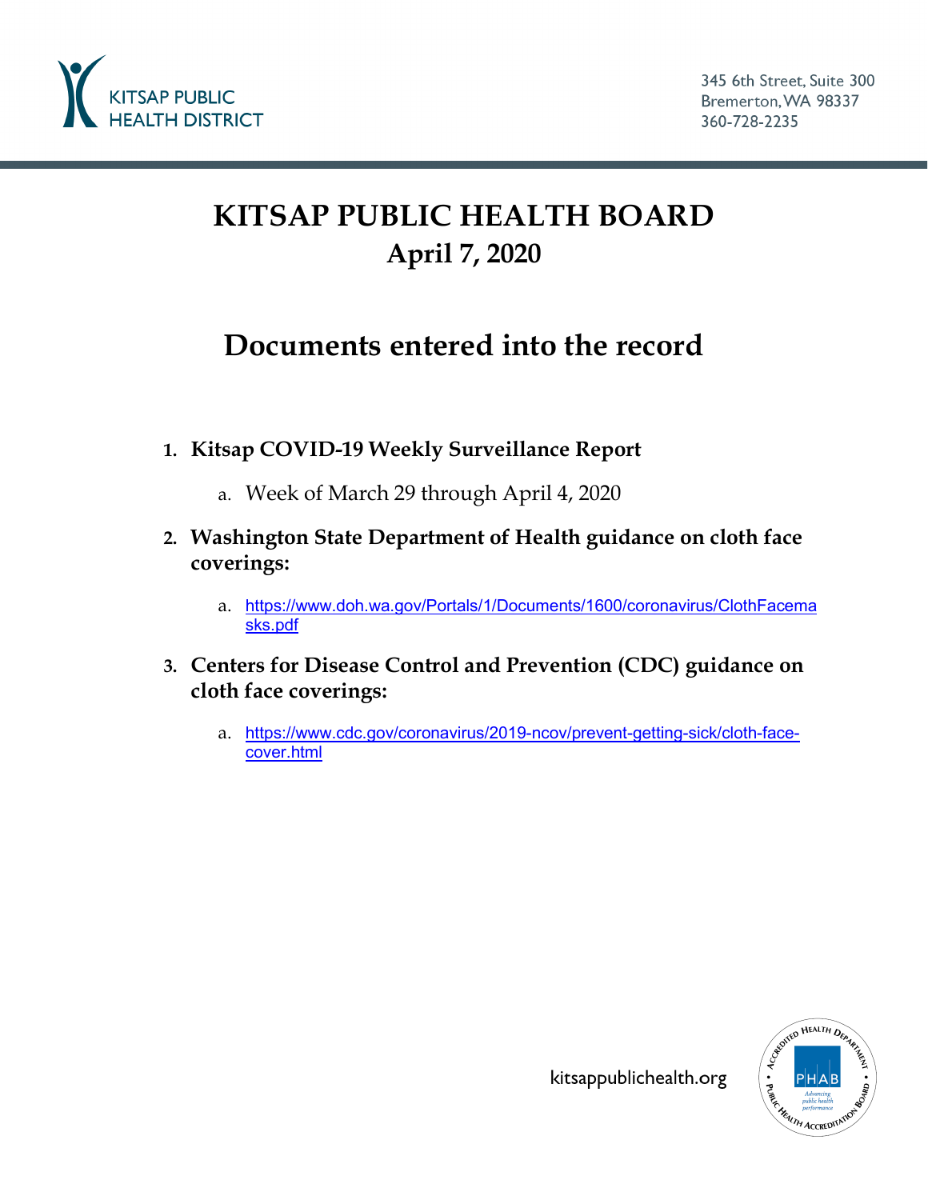KITSAP PUBLIC HEALTH DISTRICT

345 6th Street, Suite 300
Bremerton, WA 98337
360-728-2235

# KITSAP PUBLIC HEALTH BOARD
## April 7, 2020

# Documents entered into the record

1. **Kitsap COVID-19 Weekly Surveillance Report**
   a. Week of March 29 through April 4, 2020

2. **Washington State Department of Health guidance on cloth face coverings:**
   a. https://www.doh.wa.gov/Portals/1/Documents/1600/coronavirus/ClothFacemasks.pdf

3. **Centers for Disease Control and Prevention (CDC) guidance on cloth face coverings:**
   a. https://www.cdc.gov/coronavirus/2019-ncov/prevent-getting-sick/cloth-face-cover.html

kitsappublichealth.org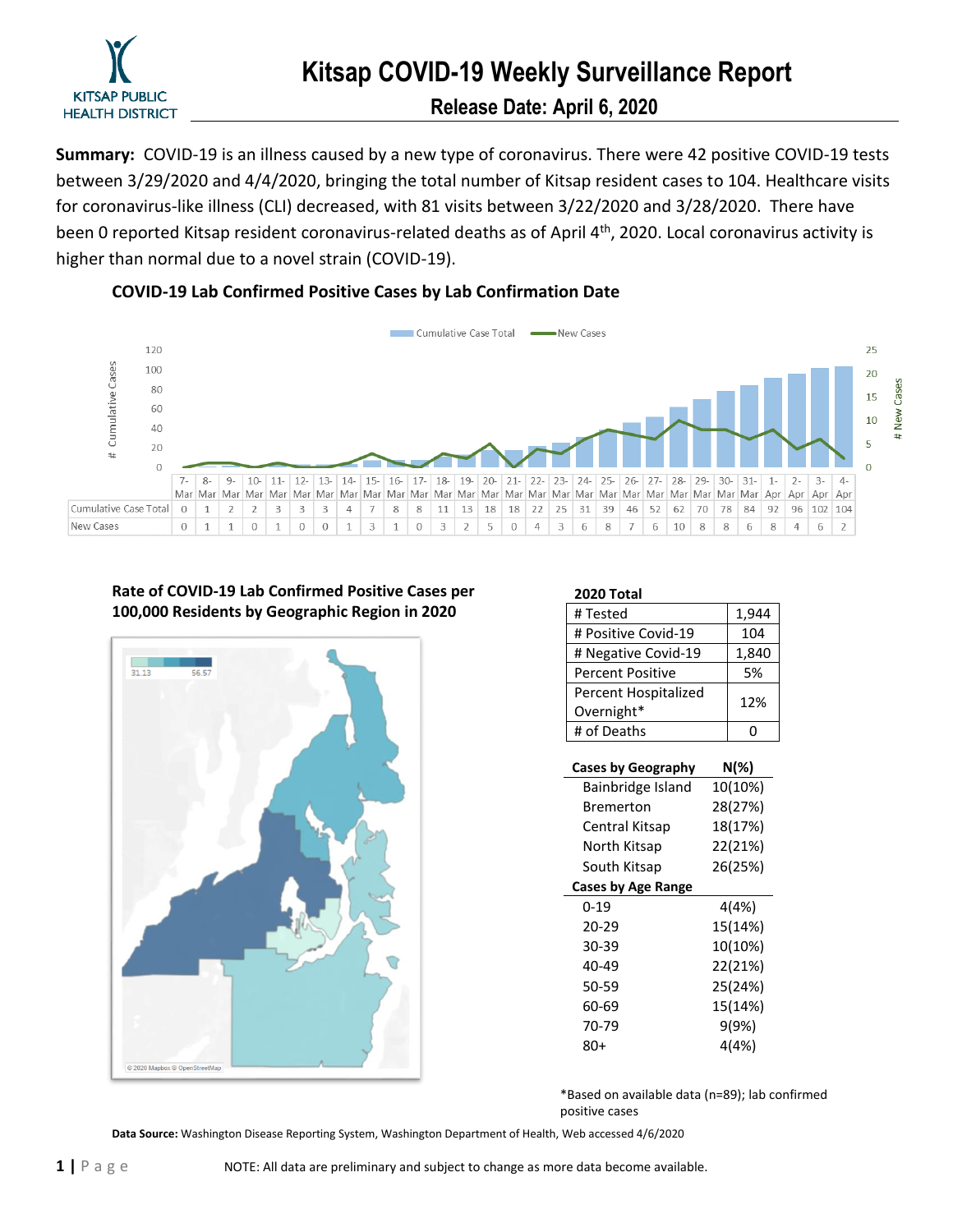# Kitsap COVID-19 Weekly Surveillance Report

## Release Date: April 6, 2020

KITSAP PUBLIC HEALTH DISTRICT

**Summary:** COVID-19 is an illness caused by a new type of coronavirus. There were 42 positive COVID-19 tests between 3/29/2020 and 4/4/2020, bringing the total number of Kitsap resident cases to 104. Healthcare visits for coronavirus-like illness (CLI) decreased, with 81 visits between 3/22/2020 and 3/28/2020. There have been 0 reported Kitsap resident coronavirus-related deaths as of April 4th, 2020. Local coronavirus activity is higher than normal due to a novel strain (COVID-19).

### COVID-19 Lab Confirmed Positive Cases by Lab Confirmation Date

| | 7-Mar | 8-Mar | 9-Mar | 10-Mar | 11-Mar | 12-Mar | 13-Mar | 14-Mar | 15-Mar | 16-Mar | 17-Mar | 18-Mar | 19-Mar | 20-Mar | 21-Mar | 22-Mar | 23-Mar | 24-Mar | 25-Mar | 26-Mar | 27-Mar | 28-Mar | 29-Mar | 30-Mar | 31-Mar | 1-Apr | 2-Apr | 3-Apr | 4-Apr |
|---|---|---|---|---|---|---|---|---|---|---|---|---|---|---|---|---|---|---|---|---|---|---|---|---|---|---|---|---|---|
| Cumulative Case Total | 0 | 1 | 2 | 2 | 3 | 3 | 3 | 4 | 7 | 8 | 8 | 11 | 13 | 18 | 18 | 22 | 25 | 31 | 39 | 46 | 52 | 62 | 70 | 78 | 84 | 92 | 96 | 102 | 104 |
| New Cases | 0 | 1 | 1 | 0 | 1 | 0 | 0 | 1 | 3 | 1 | 0 | 3 | 2 | 5 | 0 | 4 | 3 | 6 | 8 | 7 | 6 | 10 | 8 | 8 | 6 | 8 | 4 | 6 | 2 |

### Rate of COVID-19 Lab Confirmed Positive Cases per 100,000 Residents by Geographic Region in 2020

31.13 – 56.57

© 2020 Mapbox © OpenStreetMap

**2020 Total**

| | |
|---|---|
| # Tested | 1,944 |
| # Positive Covid-19 | 104 |
| # Negative Covid-19 | 1,840 |
| Percent Positive | 5% |
| Percent Hospitalized Overnight* | 12% |
| # of Deaths | 0 |

| Cases by Geography | N(%) |
|---|---|
| Bainbridge Island | 10(10%) |
| Bremerton | 28(27%) |
| Central Kitsap | 18(17%) |
| North Kitsap | 22(21%) |
| South Kitsap | 26(25%) |
| **Cases by Age Range** | |
| 0-19 | 4(4%) |
| 20-29 | 15(14%) |
| 30-39 | 10(10%) |
| 40-49 | 22(21%) |
| 50-59 | 25(24%) |
| 60-69 | 15(14%) |
| 70-79 | 9(9%) |
| 80+ | 4(4%) |

*Based on available data (n=89); lab confirmed positive cases

**Data Source:** Washington Disease Reporting System, Washington Department of Health, Web accessed 4/6/2020

NOTE: All data are preliminary and subject to change as more data become available.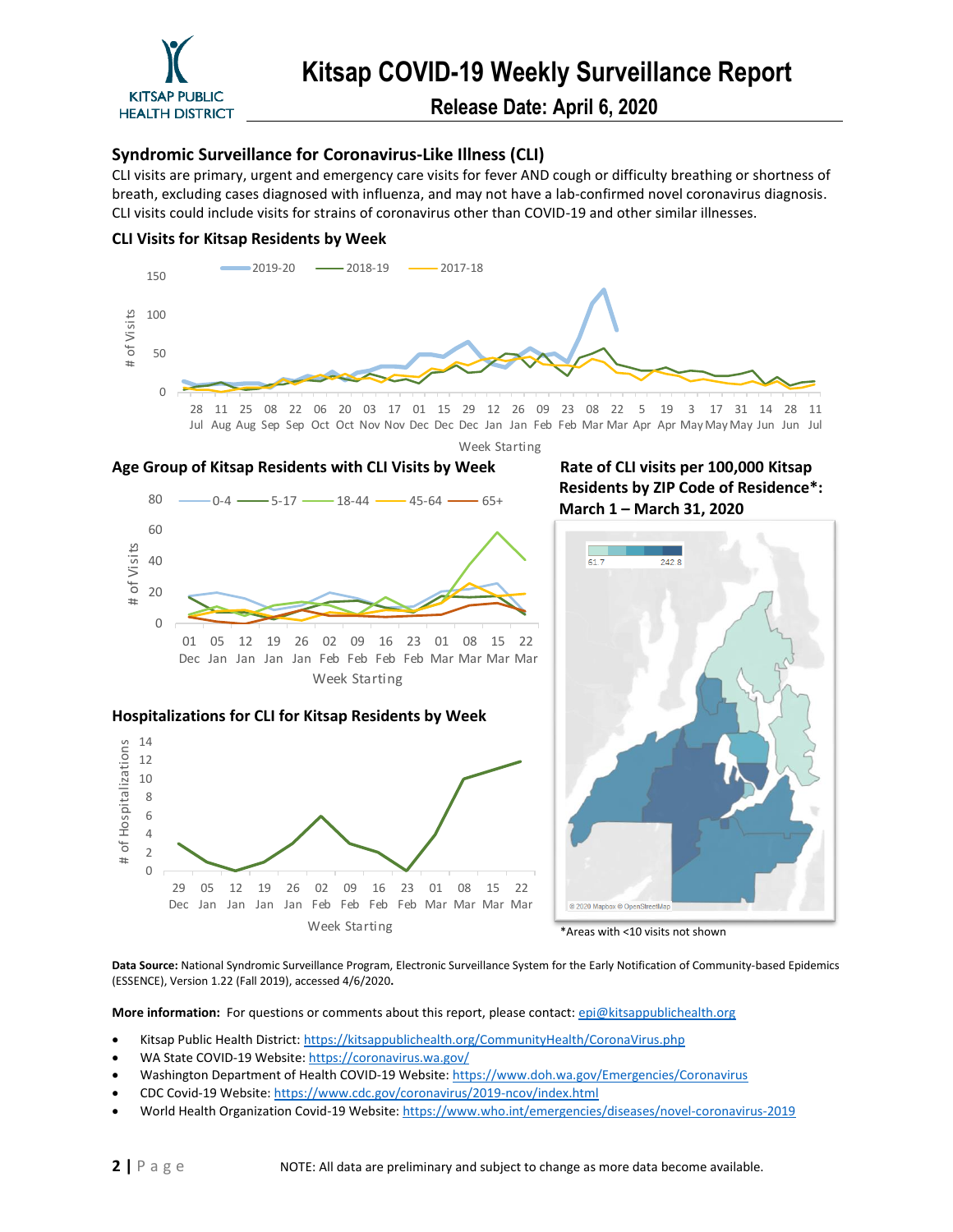# Kitsap COVID-19 Weekly Surveillance Report

**Release Date: April 6, 2020**

## Syndromic Surveillance for Coronavirus-Like Illness (CLI)

CLI visits are primary, urgent and emergency care visits for fever AND cough or difficulty breathing or shortness of breath, excluding cases diagnosed with influenza, and may not have a lab-confirmed novel coronavirus diagnosis. CLI visits could include visits for strains of coronavirus other than COVID-19 and other similar illnesses.

### CLI Visits for Kitsap Residents by Week

### Age Group of Kitsap Residents with CLI Visits by Week

### Rate of CLI visits per 100,000 Kitsap Residents by ZIP Code of Residence*: March 1 – March 31, 2020

*Areas with <10 visits not shown

### Hospitalizations for CLI for Kitsap Residents by Week

**Data Source:** National Syndromic Surveillance Program, Electronic Surveillance System for the Early Notification of Community-based Epidemics (ESSENCE), Version 1.22 (Fall 2019), accessed 4/6/2020.

**More information:** For questions or comments about this report, please contact: epi@kitsappublichealth.org

- Kitsap Public Health District: https://kitsappublichealth.org/CommunityHealth/CoronaVirus.php
- WA State COVID-19 Website: https://coronavirus.wa.gov/
- Washington Department of Health COVID-19 Website: https://www.doh.wa.gov/Emergencies/Coronavirus
- CDC Covid-19 Website: https://www.cdc.gov/coronavirus/2019-ncov/index.html
- World Health Organization Covid-19 Website: https://www.who.int/emergencies/diseases/novel-coronavirus-2019

NOTE: All data are preliminary and subject to change as more data become available.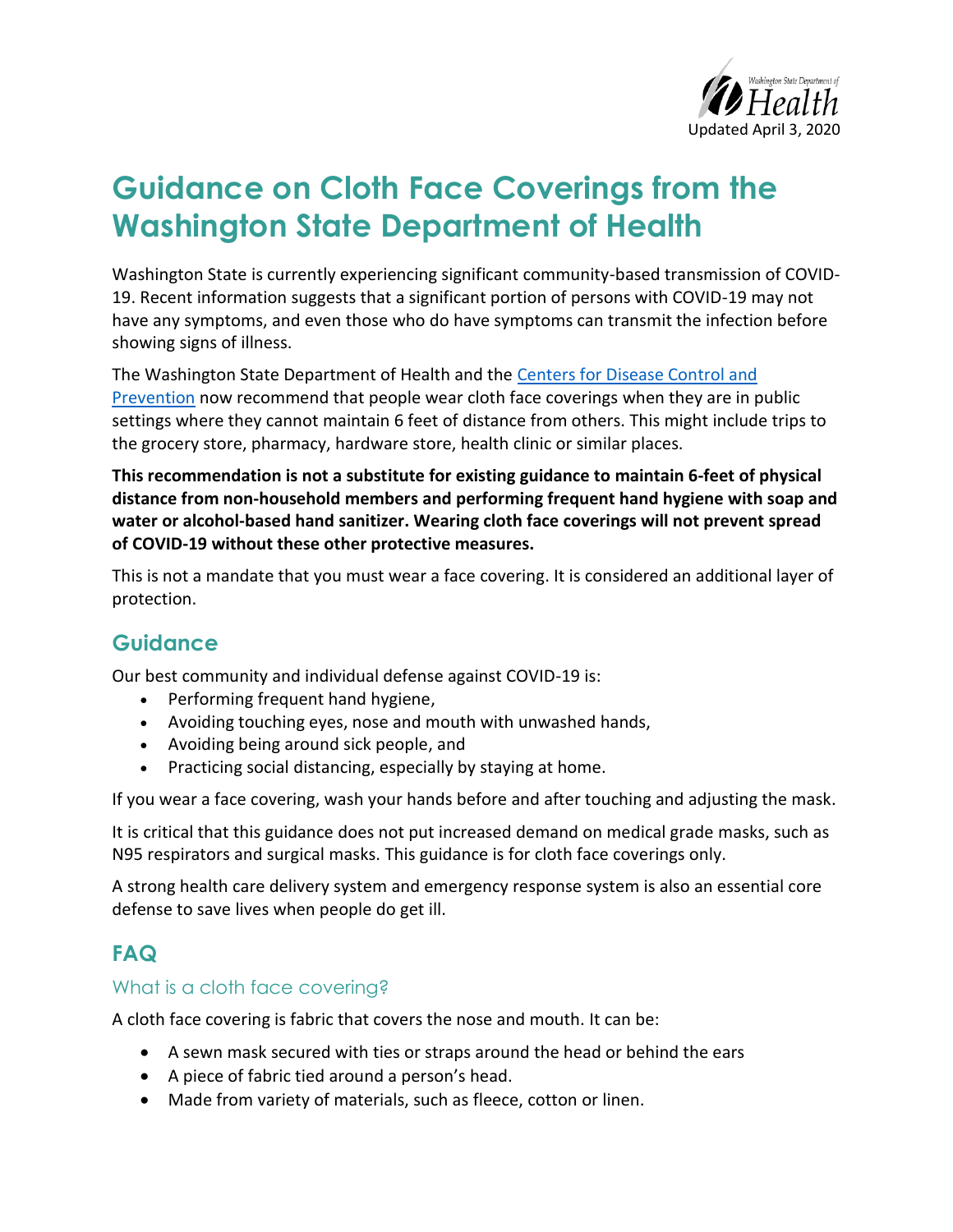Updated April 3, 2020

# Guidance on Cloth Face Coverings from the Washington State Department of Health

Washington State is currently experiencing significant community-based transmission of COVID-19. Recent information suggests that a significant portion of persons with COVID-19 may not have any symptoms, and even those who do have symptoms can transmit the infection before showing signs of illness.

The Washington State Department of Health and the [Centers for Disease Control and Prevention]() now recommend that people wear cloth face coverings when they are in public settings where they cannot maintain 6 feet of distance from others. This might include trips to the grocery store, pharmacy, hardware store, health clinic or similar places.

**This recommendation is not a substitute for existing guidance to maintain 6-feet of physical distance from non-household members and performing frequent hand hygiene with soap and water or alcohol-based hand sanitizer. Wearing cloth face coverings will not prevent spread of COVID-19 without these other protective measures.**

This is not a mandate that you must wear a face covering. It is considered an additional layer of protection.

## Guidance

Our best community and individual defense against COVID-19 is:

- Performing frequent hand hygiene,
- Avoiding touching eyes, nose and mouth with unwashed hands,
- Avoiding being around sick people, and
- Practicing social distancing, especially by staying at home.

If you wear a face covering, wash your hands before and after touching and adjusting the mask.

It is critical that this guidance does not put increased demand on medical grade masks, such as N95 respirators and surgical masks. This guidance is for cloth face coverings only.

A strong health care delivery system and emergency response system is also an essential core defense to save lives when people do get ill.

## FAQ

### What is a cloth face covering?

A cloth face covering is fabric that covers the nose and mouth. It can be:

- A sewn mask secured with ties or straps around the head or behind the ears
- A piece of fabric tied around a person's head.
- Made from variety of materials, such as fleece, cotton or linen.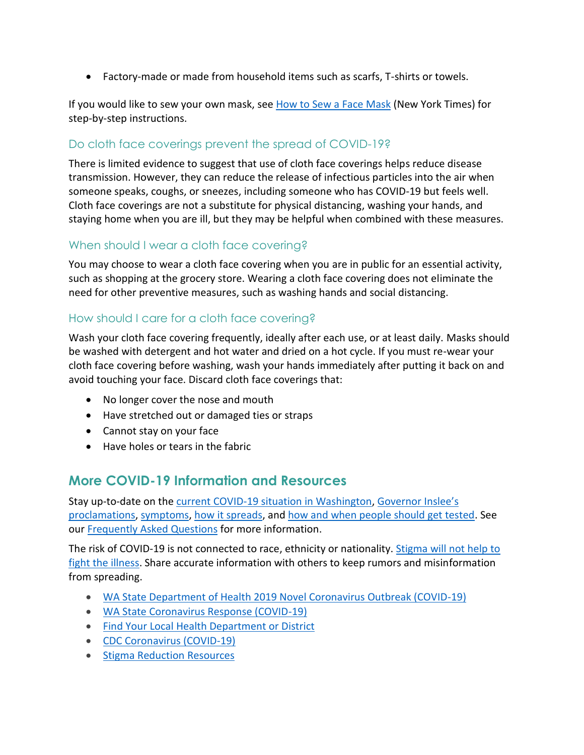- Factory-made or made from household items such as scarfs, T-shirts or towels.

If you would like to sew your own mask, see [How to Sew a Face Mask](#) (New York Times) for step-by-step instructions.

### Do cloth face coverings prevent the spread of COVID-19?

There is limited evidence to suggest that use of cloth face coverings helps reduce disease transmission. However, they can reduce the release of infectious particles into the air when someone speaks, coughs, or sneezes, including someone who has COVID-19 but feels well. Cloth face coverings are not a substitute for physical distancing, washing your hands, and staying home when you are ill, but they may be helpful when combined with these measures.

### When should I wear a cloth face covering?

You may choose to wear a cloth face covering when you are in public for an essential activity, such as shopping at the grocery store. Wearing a cloth face covering does not eliminate the need for other preventive measures, such as washing hands and social distancing.

### How should I care for a cloth face covering?

Wash your cloth face covering frequently, ideally after each use, or at least daily. Masks should be washed with detergent and hot water and dried on a hot cycle. If you must re-wear your cloth face covering before washing, wash your hands immediately after putting it back on and avoid touching your face. Discard cloth face coverings that:

- No longer cover the nose and mouth
- Have stretched out or damaged ties or straps
- Cannot stay on your face
- Have holes or tears in the fabric

## More COVID-19 Information and Resources

Stay up-to-date on the current COVID-19 situation in Washington, Governor Inslee's proclamations, symptoms, how it spreads, and how and when people should get tested. See our Frequently Asked Questions for more information.

The risk of COVID-19 is not connected to race, ethnicity or nationality. Stigma will not help to fight the illness. Share accurate information with others to keep rumors and misinformation from spreading.

- WA State Department of Health 2019 Novel Coronavirus Outbreak (COVID-19)
- WA State Coronavirus Response (COVID-19)
- Find Your Local Health Department or District
- CDC Coronavirus (COVID-19)
- Stigma Reduction Resources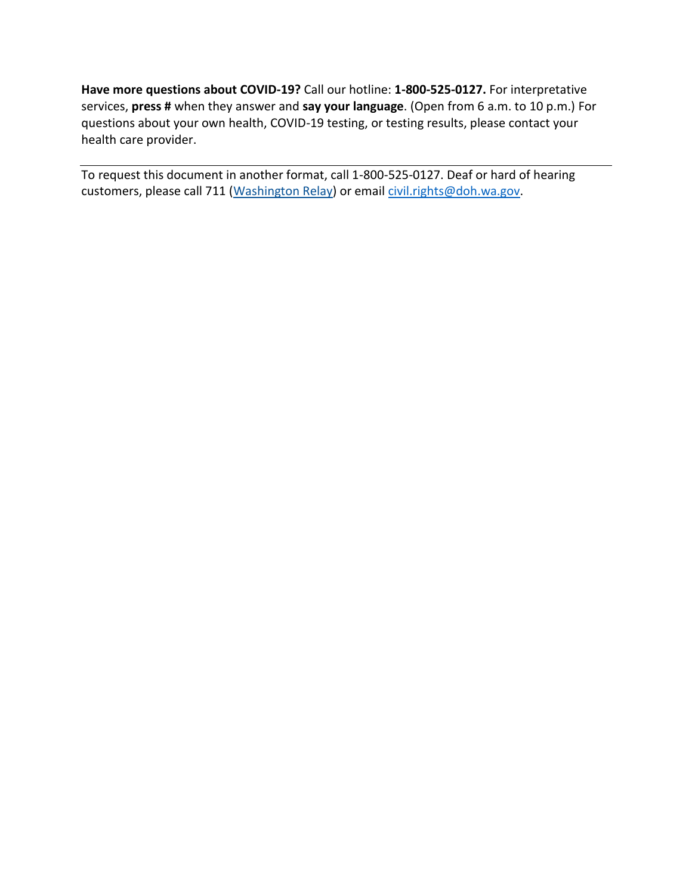**Have more questions about COVID-19?** Call our hotline: **1-800-525-0127.** For interpretative services, **press #** when they answer and **say your language**. (Open from 6 a.m. to 10 p.m.) For questions about your own health, COVID-19 testing, or testing results, please contact your health care provider.

---

To request this document in another format, call 1-800-525-0127. Deaf or hard of hearing customers, please call 711 (Washington Relay) or email civil.rights@doh.wa.gov.